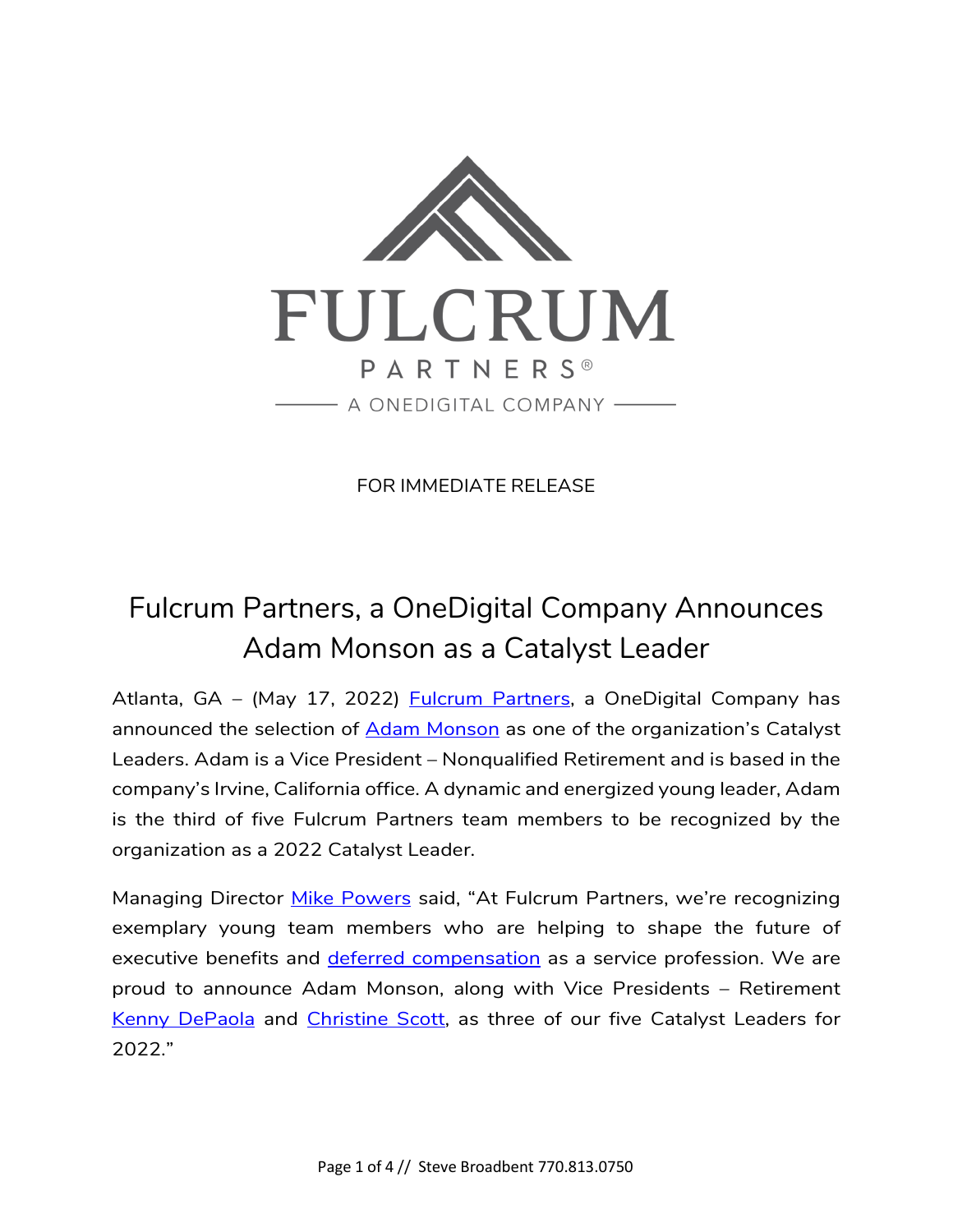FULCRUM PARTNERS®

A ONEDIGITAL COMPANY

FOR IMMEDIATE RELEASE

# Fulcrum Partners, a OneDigital Company Announces Adam Monson as a Catalyst Leader

Atlanta, GA – (May 17, 2022) Fulcrum Partners, a OneDigital Company has announced the selection of Adam Monson as one of the organization's Catalyst Leaders. Adam is a Vice President – Nonqualified Retirement and is based in the company's Irvine, California office. A dynamic and energized young leader, Adam is the third of five Fulcrum Partners team members to be recognized by the organization as a 2022 Catalyst Leader.

Managing Director Mike Powers said, "At Fulcrum Partners, we're recognizing exemplary young team members who are helping to shape the future of executive benefits and deferred compensation as a service profession. We are proud to announce Adam Monson, along with Vice Presidents – Retirement Kenny DePaola and Christine Scott, as three of our five Catalyst Leaders for 2022."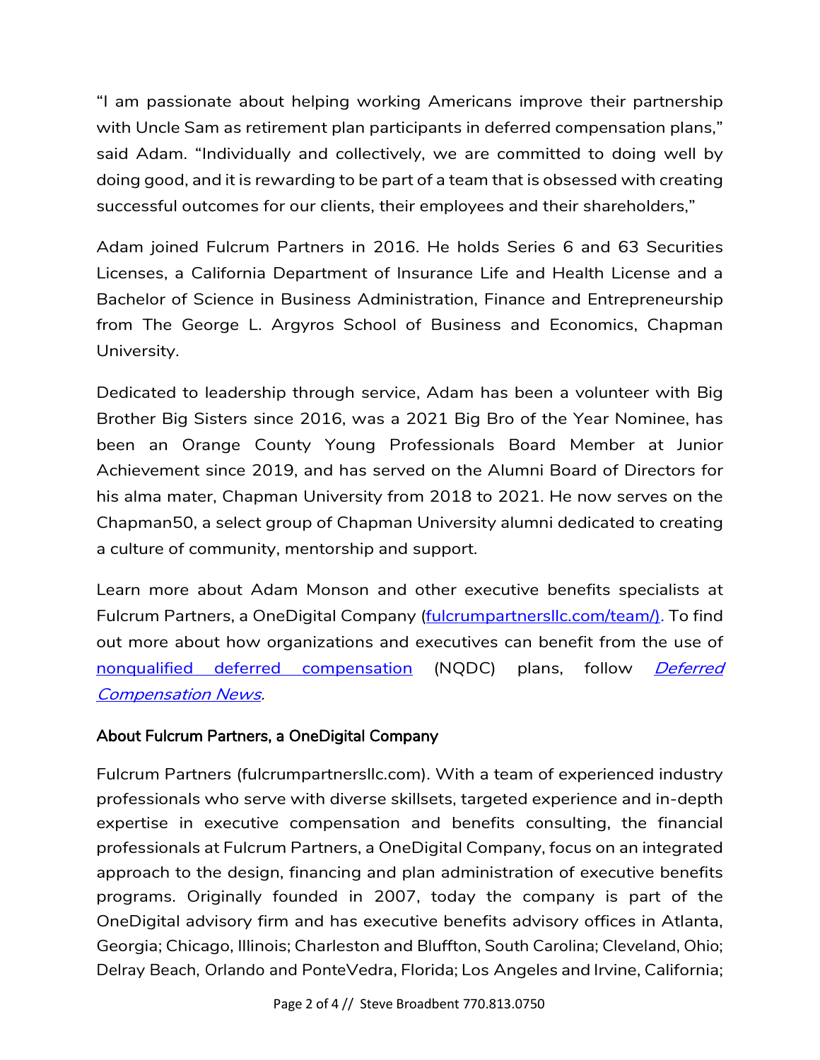"I am passionate about helping working Americans improve their partnership with Uncle Sam as retirement plan participants in deferred compensation plans," said Adam. "Individually and collectively, we are committed to doing well by doing good, and it is rewarding to be part of a team that is obsessed with creating successful outcomes for our clients, their employees and their shareholders,"

Adam joined Fulcrum Partners in 2016. He holds Series 6 and 63 Securities Licenses, a California Department of Insurance Life and Health License and a Bachelor of Science in Business Administration, Finance and Entrepreneurship from The George L. Argyros School of Business and Economics, Chapman University.

Dedicated to leadership through service, Adam has been a volunteer with Big Brother Big Sisters since 2016, was a 2021 Big Bro of the Year Nominee, has been an Orange County Young Professionals Board Member at Junior Achievement since 2019, and has served on the Alumni Board of Directors for his alma mater, Chapman University from 2018 to 2021. He now serves on the Chapman50, a select group of Chapman University alumni dedicated to creating a culture of community, mentorship and support.

Learn more about Adam Monson and other executive benefits specialists at Fulcrum Partners, a OneDigital Company (fulcrumpartnersllc.com/team/). To find out more about how organizations and executives can benefit from the use of nonqualified deferred compensation (NQDC) plans, follow *Deferred Compensation News*.

## About Fulcrum Partners, a OneDigital Company

Fulcrum Partners (fulcrumpartnersllc.com). With a team of experienced industry professionals who serve with diverse skillsets, targeted experience and in-depth expertise in executive compensation and benefits consulting, the financial professionals at Fulcrum Partners, a OneDigital Company, focus on an integrated approach to the design, financing and plan administration of executive benefits programs. Originally founded in 2007, today the company is part of the OneDigital advisory firm and has executive benefits advisory offices in Atlanta, Georgia; Chicago, Illinois; Charleston and Bluffton, South Carolina; Cleveland, Ohio; Delray Beach, Orlando and PonteVedra, Florida; Los Angeles and Irvine, California;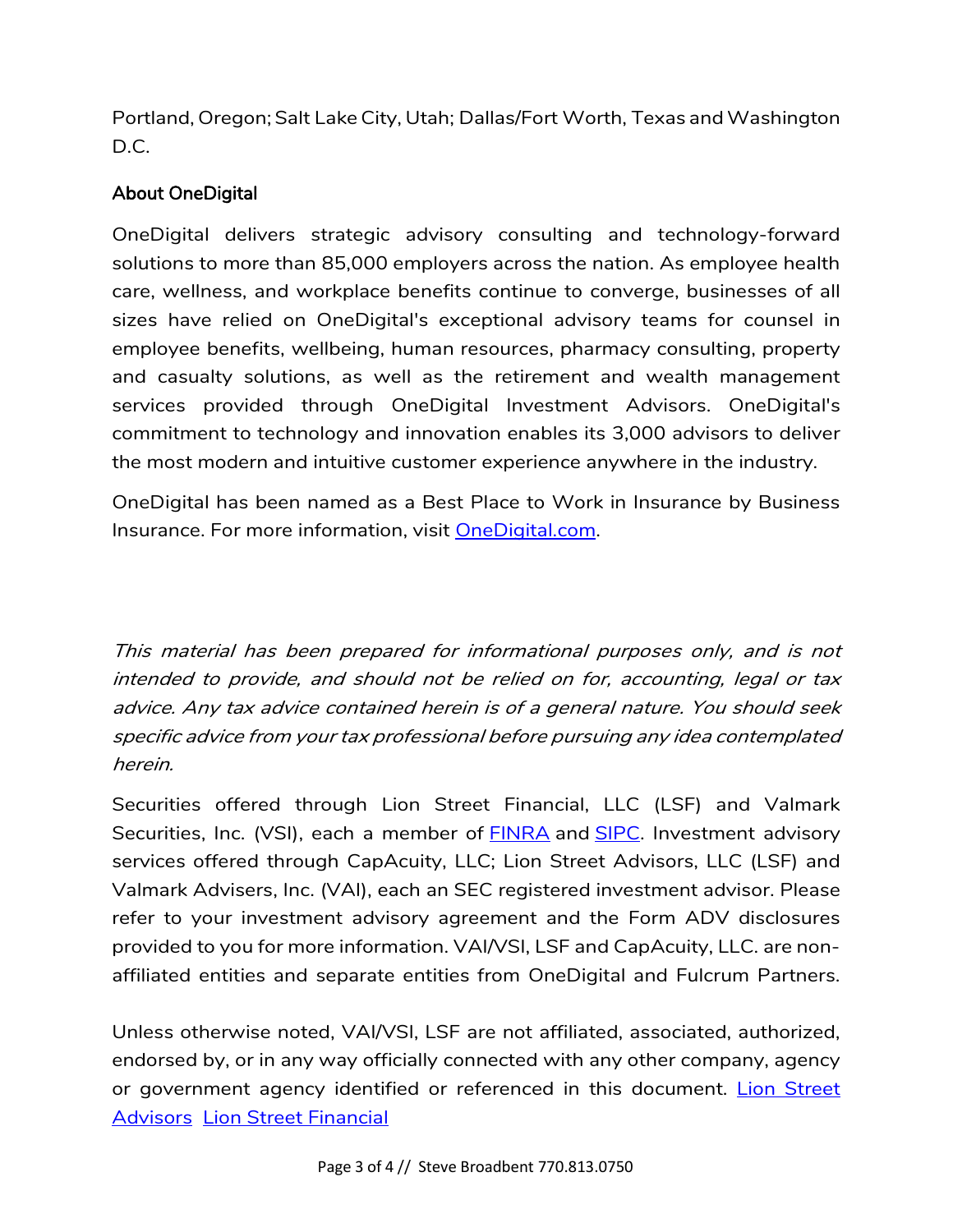Portland, Oregon; Salt Lake City, Utah; Dallas/Fort Worth, Texas and Washington D.C.

## About OneDigital

OneDigital delivers strategic advisory consulting and technology-forward solutions to more than 85,000 employers across the nation. As employee health care, wellness, and workplace benefits continue to converge, businesses of all sizes have relied on OneDigital's exceptional advisory teams for counsel in employee benefits, wellbeing, human resources, pharmacy consulting, property and casualty solutions, as well as the retirement and wealth management services provided through OneDigital Investment Advisors. OneDigital's commitment to technology and innovation enables its 3,000 advisors to deliver the most modern and intuitive customer experience anywhere in the industry.

OneDigital has been named as a Best Place to Work in Insurance by Business Insurance. For more information, visit OneDigital.com.

*This material has been prepared for informational purposes only, and is not intended to provide, and should not be relied on for, accounting, legal or tax advice. Any tax advice contained herein is of a general nature. You should seek specific advice from your tax professional before pursuing any idea contemplated herein.*

Securities offered through Lion Street Financial, LLC (LSF) and Valmark Securities, Inc. (VSI), each a member of FINRA and SIPC. Investment advisory services offered through CapAcuity, LLC; Lion Street Advisors, LLC (LSF) and Valmark Advisers, Inc. (VAI), each an SEC registered investment advisor. Please refer to your investment advisory agreement and the Form ADV disclosures provided to you for more information. VAI/VSI, LSF and CapAcuity, LLC. are non-affiliated entities and separate entities from OneDigital and Fulcrum Partners.

Unless otherwise noted, VAI/VSI, LSF are not affiliated, associated, authorized, endorsed by, or in any way officially connected with any other company, agency or government agency identified or referenced in this document. Lion Street Advisors Lion Street Financial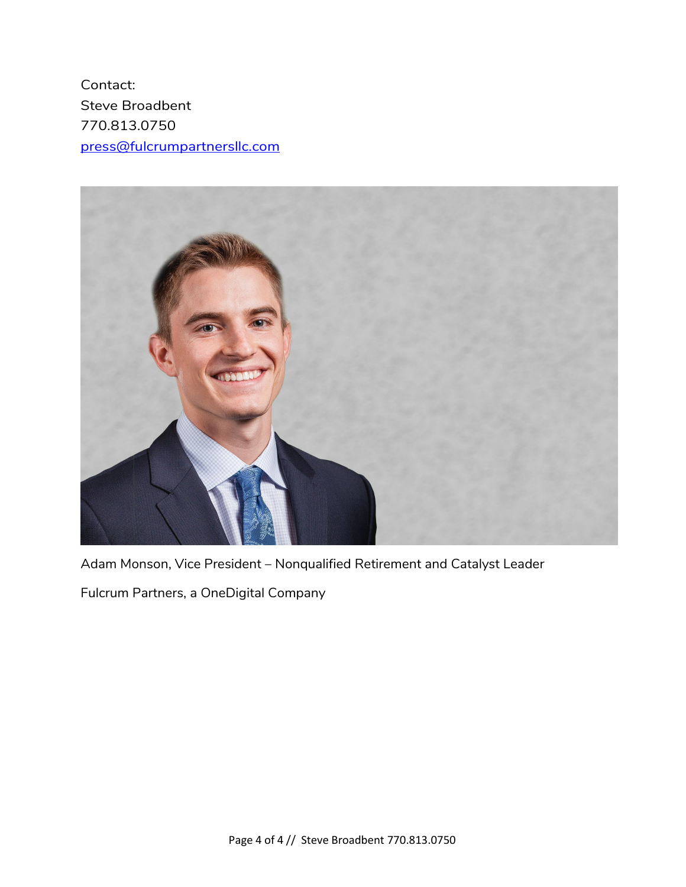Contact:
Steve Broadbent
770.813.0750
press@fulcrumpartnersllc.com

Adam Monson, Vice President – Nonqualified Retirement and Catalyst Leader

Fulcrum Partners, a OneDigital Company